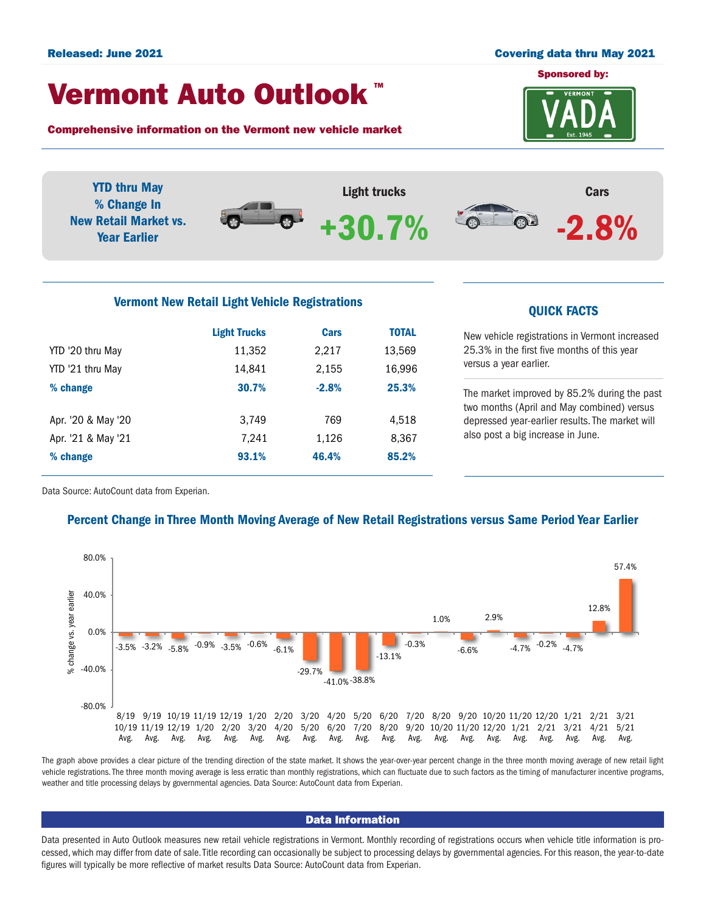Released: June 2021

Covering data thru May 2021

# Vermont Auto Outlook ™

**Comprehensive information on the Vermont new vehicle market**

Sponsored by:

VERMONT VADA Est. 1945

**YTD thru May % Change In New Retail Market vs. Year Earlier**

Light trucks **+30.7%**

Cars **-2.8%**

## Vermont New Retail Light Vehicle Registrations

| | Light Trucks | Cars | TOTAL |
|---|---|---|---|
| YTD '20 thru May | 11,352 | 2,217 | 13,569 |
| YTD '21 thru May | 14,841 | 2,155 | 16,996 |
| **% change** | **30.7%** | **-2.8%** | **25.3%** |
| Apr. '20 & May '20 | 3,749 | 769 | 4,518 |
| Apr. '21 & May '21 | 7,241 | 1,126 | 8,367 |
| **% change** | **93.1%** | **46.4%** | **85.2%** |

Data Source: AutoCount data from Experian.

## QUICK FACTS

New vehicle registrations in Vermont increased 25.3% in the first five months of this year versus a year earlier.

The market improved by 85.2% during the past two months (April and May combined) versus depressed year-earlier results. The market will also post a big increase in June.

## Percent Change in Three Month Moving Average of New Retail Registrations versus Same Period Year Earlier

% change vs. year earlier

80.0%
40.0%
0.0%
-40.0%
-80.0%

-3.5% -3.2% -5.8% -0.9% -3.5% -0.6% -6.1% -29.7% -41.0% -38.8% -13.1% -0.3% 1.0% -6.6% 2.9% -4.7% -0.2% -4.7% 12.8% 57.4%

8/19 10/19 Avg. | 9/19 11/19 Avg. | 10/19 12/19 Avg. | 11/19 1/20 Avg. | 12/19 2/20 Avg. | 1/20 3/20 Avg. | 2/20 4/20 Avg. | 3/20 5/20 Avg. | 4/20 6/20 Avg. | 5/20 7/20 Avg. | 6/20 8/20 Avg. | 7/20 9/20 Avg. | 8/20 10/20 Avg. | 9/20 11/20 Avg. | 10/20 12/20 Avg. | 11/20 1/21 Avg. | 12/20 2/21 Avg. | 1/21 3/21 Avg. | 2/21 4/21 Avg. | 3/21 5/21 Avg.

The graph above provides a clear picture of the trending direction of the state market. It shows the year-over-year percent change in the three month moving average of new retail light vehicle registrations. The three month moving average is less erratic than monthly registrations, which can fluctuate due to such factors as the timing of manufacturer incentive programs, weather and title processing delays by governmental agencies. Data Source: AutoCount data from Experian.

## Data Information

Data presented in Auto Outlook measures new retail vehicle registrations in Vermont. Monthly recording of registrations occurs when vehicle title information is processed, which may differ from date of sale. Title recording can occasionally be subject to processing delays by governmental agencies. For this reason, the year-to-date figures will typically be more reflective of market results Data Source: AutoCount data from Experian.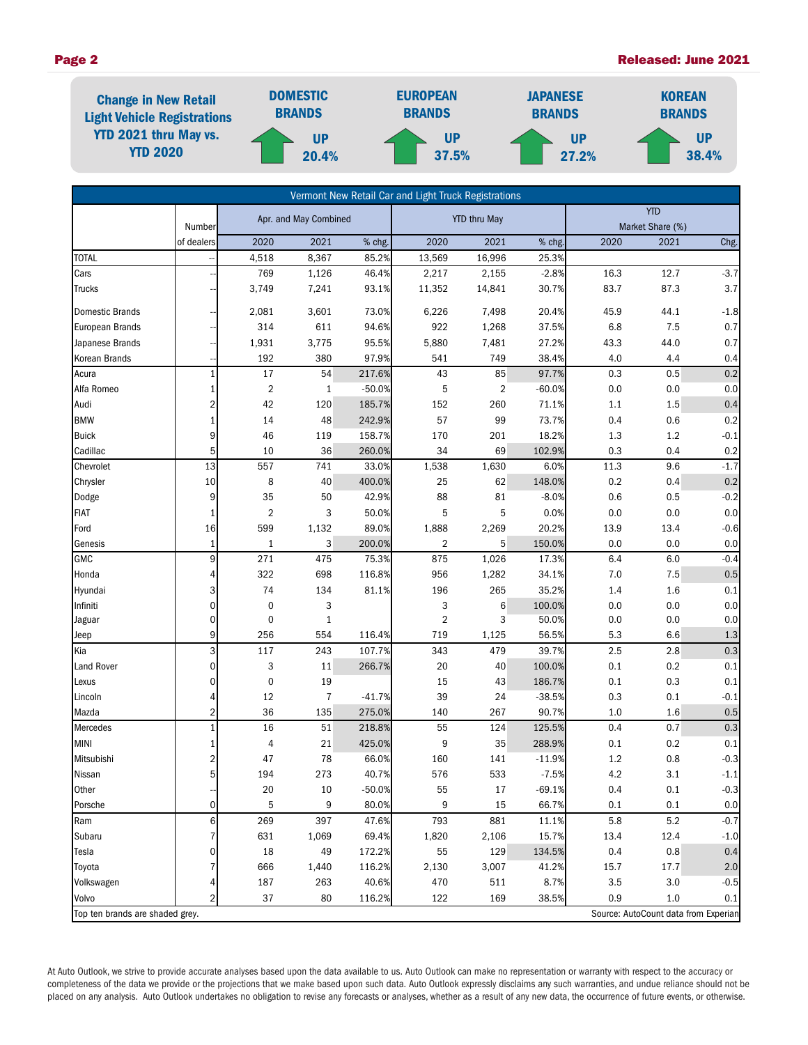## Change in New Retail Light Vehicle Registrations YTD 2021 thru May vs. YTD 2020

| DOMESTIC BRANDS | EUROPEAN BRANDS | JAPANESE BRANDS | KOREAN BRANDS |
|---|---|---|---|
| UP 20.4% | UP 37.5% | UP 27.2% | UP 38.4% |

| Vermont New Retail Car and Light Truck Registrations | | | | | | | | | | |
|---|---|---|---|---|---|---|---|---|---|---|
| | Number | Apr. and May Combined | | | YTD thru May | | | YTD Market Share (%) | | |
| | of dealers | 2020 | 2021 | % chg. | 2020 | 2021 | % chg. | 2020 | 2021 | Chg. |
| TOTAL | -- | 4,518 | 8,367 | 85.2% | 13,569 | 16,996 | 25.3% | | | |
| Cars | -- | 769 | 1,126 | 46.4% | 2,217 | 2,155 | -2.8% | 16.3 | 12.7 | -3.7 |
| Trucks | -- | 3,749 | 7,241 | 93.1% | 11,352 | 14,841 | 30.7% | 83.7 | 87.3 | 3.7 |
| Domestic Brands | -- | 2,081 | 3,601 | 73.0% | 6,226 | 7,498 | 20.4% | 45.9 | 44.1 | -1.8 |
| European Brands | -- | 314 | 611 | 94.6% | 922 | 1,268 | 37.5% | 6.8 | 7.5 | 0.7 |
| Japanese Brands | -- | 1,931 | 3,775 | 95.5% | 5,880 | 7,481 | 27.2% | 43.3 | 44.0 | 0.7 |
| Korean Brands | -- | 192 | 380 | 97.9% | 541 | 749 | 38.4% | 4.0 | 4.4 | 0.4 |
| Acura | 1 | 17 | 54 | 217.6% | 43 | 85 | 97.7% | 0.3 | 0.5 | 0.2 |
| Alfa Romeo | 1 | 2 | 1 | -50.0% | 5 | 2 | -60.0% | 0.0 | 0.0 | 0.0 |
| Audi | 2 | 42 | 120 | 185.7% | 152 | 260 | 71.1% | 1.1 | 1.5 | 0.4 |
| BMW | 1 | 14 | 48 | 242.9% | 57 | 99 | 73.7% | 0.4 | 0.6 | 0.2 |
| Buick | 9 | 46 | 119 | 158.7% | 170 | 201 | 18.2% | 1.3 | 1.2 | -0.1 |
| Cadillac | 5 | 10 | 36 | 260.0% | 34 | 69 | 102.9% | 0.3 | 0.4 | 0.2 |
| Chevrolet | 13 | 557 | 741 | 33.0% | 1,538 | 1,630 | 6.0% | 11.3 | 9.6 | -1.7 |
| Chrysler | 10 | 8 | 40 | 400.0% | 25 | 62 | 148.0% | 0.2 | 0.4 | 0.2 |
| Dodge | 9 | 35 | 50 | 42.9% | 88 | 81 | -8.0% | 0.6 | 0.5 | -0.2 |
| FIAT | 1 | 2 | 3 | 50.0% | 5 | 5 | 0.0% | 0.0 | 0.0 | 0.0 |
| Ford | 16 | 599 | 1,132 | 89.0% | 1,888 | 2,269 | 20.2% | 13.9 | 13.4 | -0.6 |
| Genesis | 1 | 1 | 3 | 200.0% | 2 | 5 | 150.0% | 0.0 | 0.0 | 0.0 |
| GMC | 9 | 271 | 475 | 75.3% | 875 | 1,026 | 17.3% | 6.4 | 6.0 | -0.4 |
| Honda | 4 | 322 | 698 | 116.8% | 956 | 1,282 | 34.1% | 7.0 | 7.5 | 0.5 |
| Hyundai | 3 | 74 | 134 | 81.1% | 196 | 265 | 35.2% | 1.4 | 1.6 | 0.1 |
| Infiniti | 0 | 0 | 3 | | 3 | 6 | 100.0% | 0.0 | 0.0 | 0.0 |
| Jaguar | 0 | 0 | 1 | | 2 | 3 | 50.0% | 0.0 | 0.0 | 0.0 |
| Jeep | 9 | 256 | 554 | 116.4% | 719 | 1,125 | 56.5% | 5.3 | 6.6 | 1.3 |
| Kia | 3 | 117 | 243 | 107.7% | 343 | 479 | 39.7% | 2.5 | 2.8 | 0.3 |
| Land Rover | 0 | 3 | 11 | 266.7% | 20 | 40 | 100.0% | 0.1 | 0.2 | 0.1 |
| Lexus | 0 | 0 | 19 | | 15 | 43 | 186.7% | 0.1 | 0.3 | 0.1 |
| Lincoln | 4 | 12 | 7 | -41.7% | 39 | 24 | -38.5% | 0.3 | 0.1 | -0.1 |
| Mazda | 2 | 36 | 135 | 275.0% | 140 | 267 | 90.7% | 1.0 | 1.6 | 0.5 |
| Mercedes | 1 | 16 | 51 | 218.8% | 55 | 124 | 125.5% | 0.4 | 0.7 | 0.3 |
| MINI | 1 | 4 | 21 | 425.0% | 9 | 35 | 288.9% | 0.1 | 0.2 | 0.1 |
| Mitsubishi | 2 | 47 | 78 | 66.0% | 160 | 141 | -11.9% | 1.2 | 0.8 | -0.3 |
| Nissan | 5 | 194 | 273 | 40.7% | 576 | 533 | -7.5% | 4.2 | 3.1 | -1.1 |
| Other | -- | 20 | 10 | -50.0% | 55 | 17 | -69.1% | 0.4 | 0.1 | -0.3 |
| Porsche | 0 | 5 | 9 | 80.0% | 9 | 15 | 66.7% | 0.1 | 0.1 | 0.0 |
| Ram | 6 | 269 | 397 | 47.6% | 793 | 881 | 11.1% | 5.8 | 5.2 | -0.7 |
| Subaru | 7 | 631 | 1,069 | 69.4% | 1,820 | 2,106 | 15.7% | 13.4 | 12.4 | -1.0 |
| Tesla | 0 | 18 | 49 | 172.2% | 55 | 129 | 134.5% | 0.4 | 0.8 | 0.4 |
| Toyota | 7 | 666 | 1,440 | 116.2% | 2,130 | 3,007 | 41.2% | 15.7 | 17.7 | 2.0 |
| Volkswagen | 4 | 187 | 263 | 40.6% | 470 | 511 | 8.7% | 3.5 | 3.0 | -0.5 |
| Volvo | 2 | 37 | 80 | 116.2% | 122 | 169 | 38.5% | 0.9 | 1.0 | 0.1 |

Top ten brands are shaded grey. Source: AutoCount data from Experian

At Auto Outlook, we strive to provide accurate analyses based upon the data available to us. Auto Outlook can make no representation or warranty with respect to the accuracy or completeness of the data we provide or the projections that we make based upon such data. Auto Outlook expressly disclaims any such warranties, and undue reliance should not be placed on any analysis. Auto Outlook undertakes no obligation to revise any forecasts or analyses, whether as a result of any new data, the occurrence of future events, or otherwise.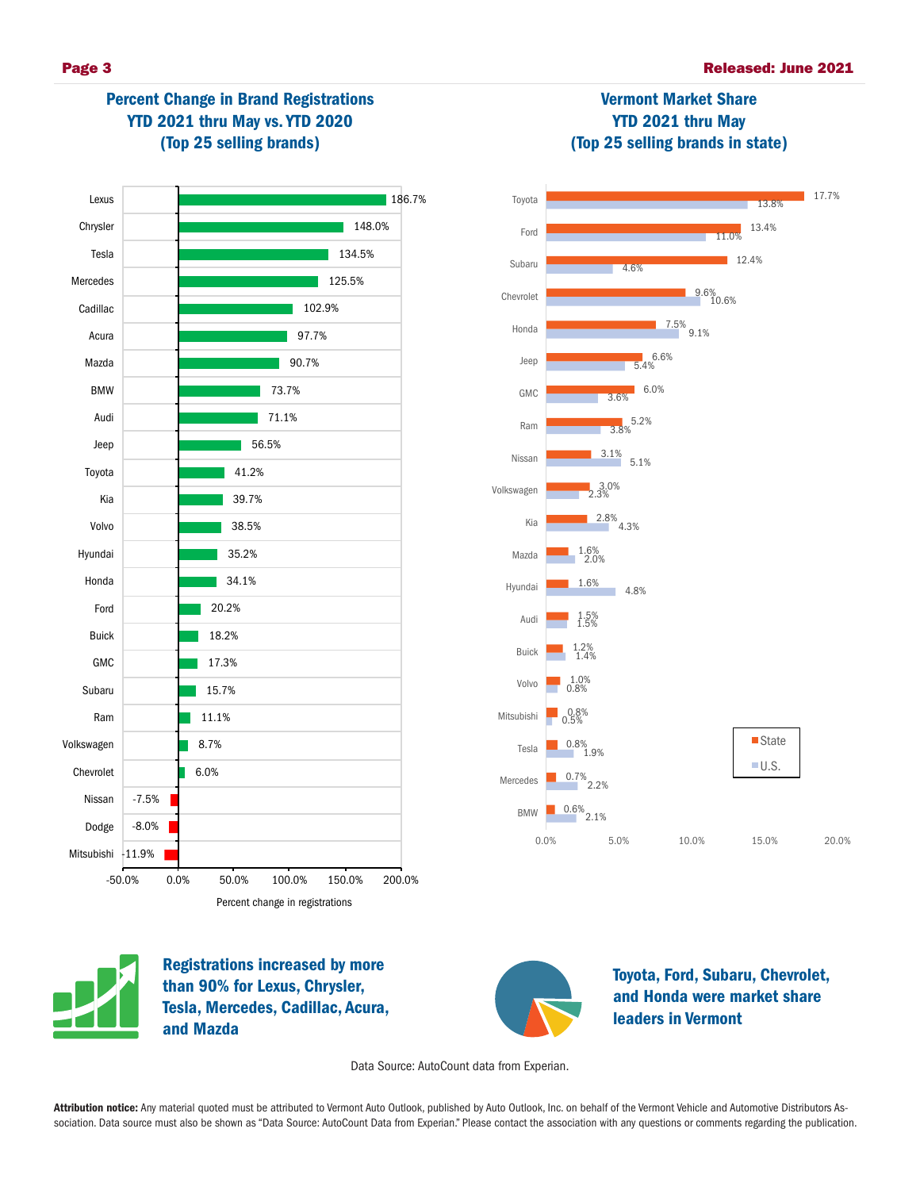## Percent Change in Brand Registrations YTD 2021 thru May vs. YTD 2020 (Top 25 selling brands)

Lexus 186.7%
Chrysler 148.0%
Tesla 134.5%
Mercedes 125.5%
Cadillac 102.9%
Acura 97.7%
Mazda 90.7%
BMW 73.7%
Audi 71.1%
Jeep 56.5%
Toyota 41.2%
Kia 39.7%
Volvo 38.5%
Hyundai 35.2%
Honda 34.1%
Ford 20.2%
Buick 18.2%
GMC 17.3%
Subaru 15.7%
Ram 11.1%
Volkswagen 8.7%
Chevrolet 6.0%
Nissan -7.5%
Dodge -8.0%
Mitsubishi -11.9%

-50.0% 0.0% 50.0% 100.0% 150.0% 200.0%

Percent change in registrations

## Vermont Market Share YTD 2021 thru May (Top 25 selling brands in state)

Toyota 17.7% 13.8%
Ford 13.4% 11.0%
Subaru 12.4% 4.6%
Chevrolet 9.6% 10.6%
Honda 7.5% 9.1%
Jeep 6.6% 5.4%
GMC 6.0% 3.6%
Ram 5.2% 3.8%
Nissan 3.1% 5.1%
Volkswagen 3.0% 2.3%
Kia 2.8% 4.3%
Mazda 1.6% 2.0%
Hyundai 1.6% 4.8%
Audi 1.5% 1.5%
Buick 1.2% 1.4%
Volvo 1.0% 0.8%
Mitsubishi 0.8% 0.5%
Tesla 0.8% 1.9%
Mercedes 0.7% 2.2%
BMW 0.6% 2.1%

State
U.S.

0.0% 5.0% 10.0% 15.0% 20.0%

**Registrations increased by more than 90% for Lexus, Chrysler, Tesla, Mercedes, Cadillac, Acura, and Mazda**

**Toyota, Ford, Subaru, Chevrolet, and Honda were market share leaders in Vermont**

Data Source: AutoCount data from Experian.

**Attribution notice:** Any material quoted must be attributed to Vermont Auto Outlook, published by Auto Outlook, Inc. on behalf of the Vermont Vehicle and Automotive Distributors Association. Data source must also be shown as "Data Source: AutoCount Data from Experian." Please contact the association with any questions or comments regarding the publication.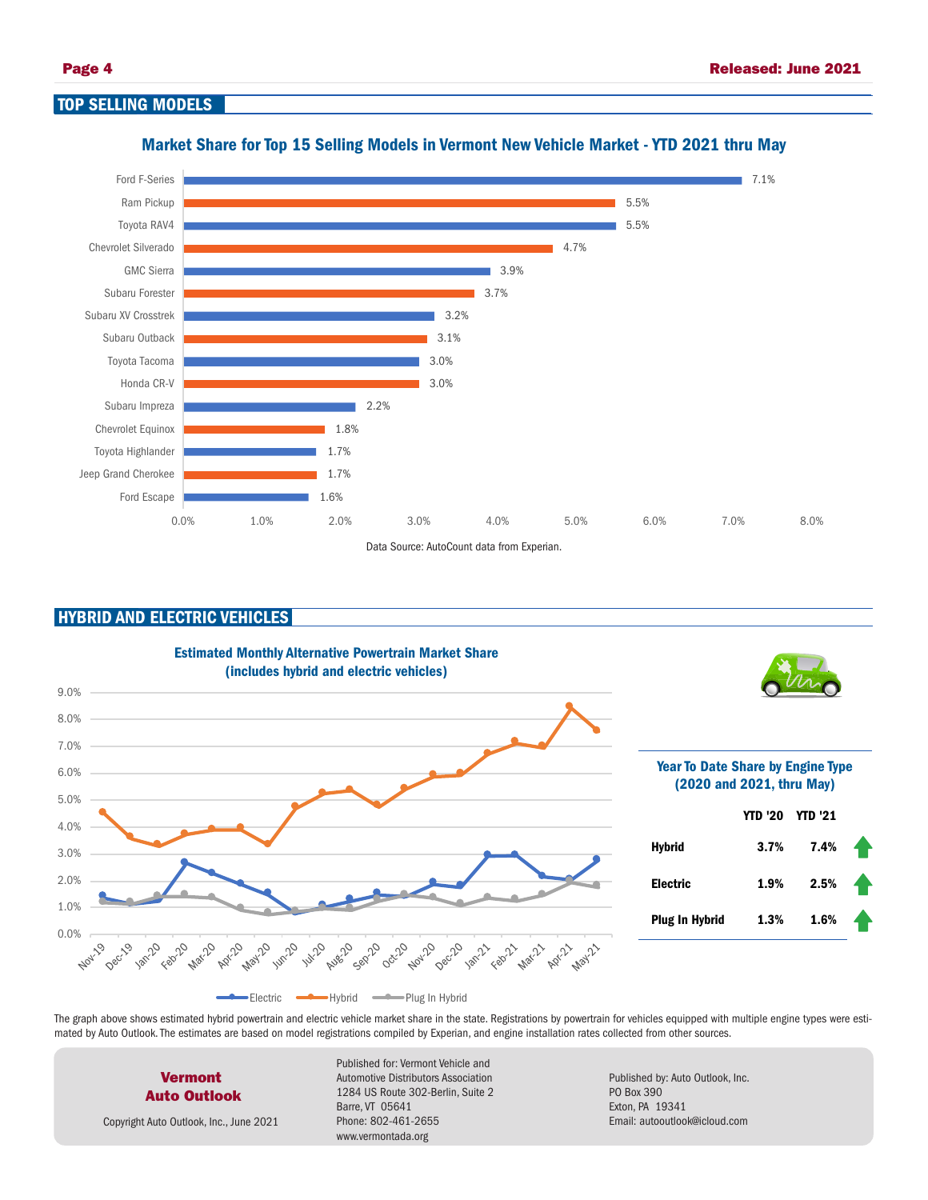## TOP SELLING MODELS

### Market Share for Top 15 Selling Models in Vermont New Vehicle Market - YTD 2021 thru May

Ford F-Series 7.1%
Ram Pickup 5.5%
Toyota RAV4 5.5%
Chevrolet Silverado 4.7%
GMC Sierra 3.9%
Subaru Forester 3.7%
Subaru XV Crosstrek 3.2%
Subaru Outback 3.1%
Toyota Tacoma 3.0%
Honda CR-V 3.0%
Subaru Impreza 2.2%
Chevrolet Equinox 1.8%
Toyota Highlander 1.7%
Jeep Grand Cherokee 1.7%
Ford Escape 1.6%

0.0% 1.0% 2.0% 3.0% 4.0% 5.0% 6.0% 7.0% 8.0%

Data Source: AutoCount data from Experian.

## HYBRID AND ELECTRIC VEHICLES

### Estimated Monthly Alternative Powertrain Market Share (includes hybrid and electric vehicles)

9.0% 8.0% 7.0% 6.0% 5.0% 4.0% 3.0% 2.0% 1.0% 0.0%

Nov-19 Dec-19 Jan-20 Feb-20 Mar-20 Apr-20 May-20 Jun-20 Jul-20 Aug-20 Sep-20 Oct-20 Nov-20 Dec-20 Jan-21 Feb-21 Mar-21 Apr-21 May-21

Electric Hybrid Plug In Hybrid

### Year To Date Share by Engine Type (2020 and 2021, thru May)

| | YTD '20 | YTD '21 |
|---|---|---|
| Hybrid | 3.7% | 7.4% |
| Electric | 1.9% | 2.5% |
| Plug In Hybrid | 1.3% | 1.6% |

The graph above shows estimated hybrid powertrain and electric vehicle market share in the state. Registrations by powertrain for vehicles equipped with multiple engine types were estimated by Auto Outlook. The estimates are based on model registrations compiled by Experian, and engine installation rates collected from other sources.

**Vermont Auto Outlook**

Copyright Auto Outlook, Inc., June 2021

Published for: Vermont Vehicle and Automotive Distributors Association
1284 US Route 302-Berlin, Suite 2
Barre, VT 05641
Phone: 802-461-2655
www.vermontada.org

Published by: Auto Outlook, Inc.
PO Box 390
Exton, PA 19341
Email: autooutlook@icloud.com